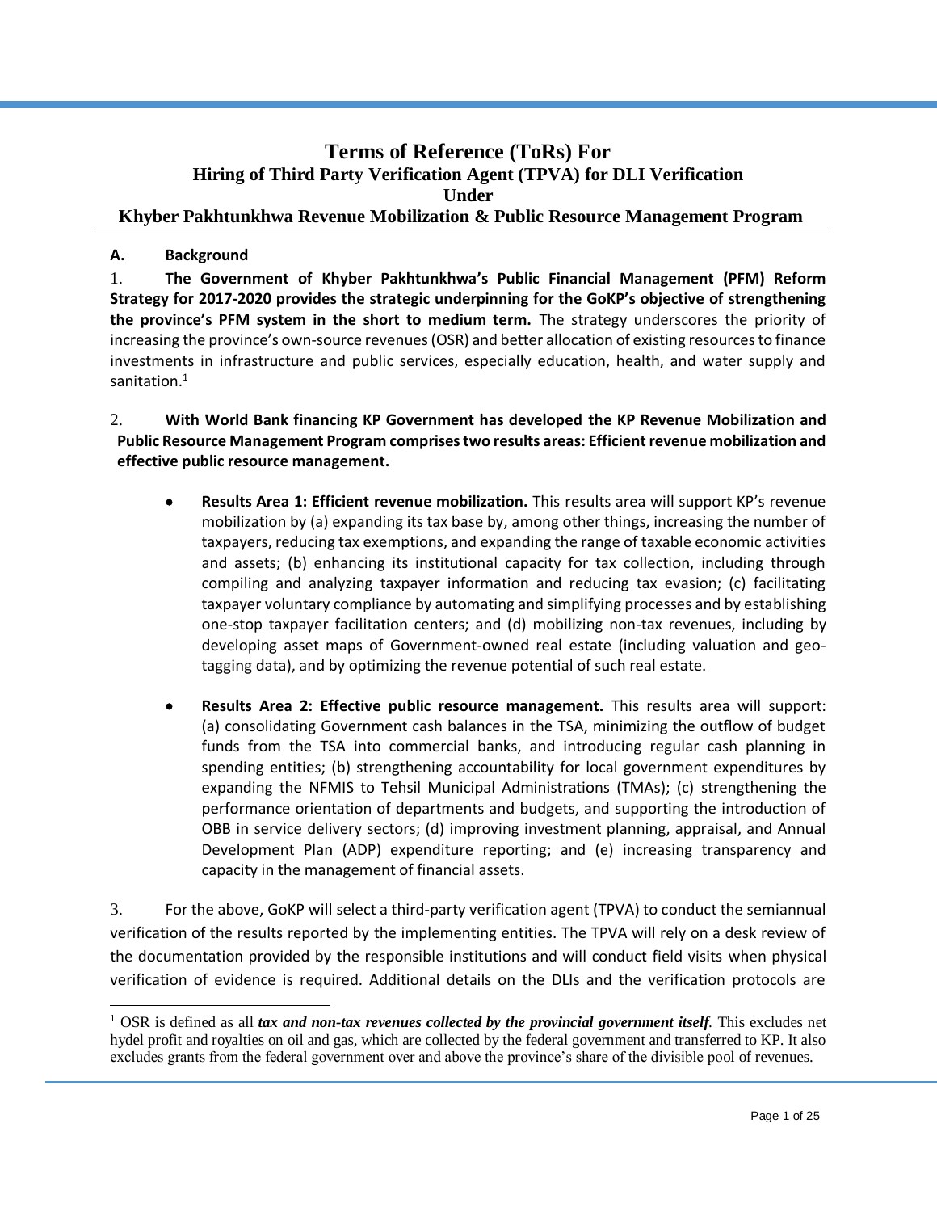# Terms of Reference (ToRs) For

## Hiring of Third Party Verification Agent (TPVA) for DLI Verification Under Khyber Pakhtunkhwa Revenue Mobilization & Public Resource Management Program

### A. Background

1. **The Government of Khyber Pakhtunkhwa's Public Financial Management (PFM) Reform Strategy for 2017-2020 provides the strategic underpinning for the GoKP's objective of strengthening the province's PFM system in the short to medium term.** The strategy underscores the priority of increasing the province's own-source revenues (OSR) and better allocation of existing resources to finance investments in infrastructure and public services, especially education, health, and water supply and sanitation.[1]

2. **With World Bank financing KP Government has developed the KP Revenue Mobilization and Public Resource Management Program comprises two results areas: Efficient revenue mobilization and effective public resource management.**

- **Results Area 1: Efficient revenue mobilization.** This results area will support KP's revenue mobilization by (a) expanding its tax base by, among other things, increasing the number of taxpayers, reducing tax exemptions, and expanding the range of taxable economic activities and assets; (b) enhancing its institutional capacity for tax collection, including through compiling and analyzing taxpayer information and reducing tax evasion; (c) facilitating taxpayer voluntary compliance by automating and simplifying processes and by establishing one-stop taxpayer facilitation centers; and (d) mobilizing non-tax revenues, including by developing asset maps of Government-owned real estate (including valuation and geo-tagging data), and by optimizing the revenue potential of such real estate.

- **Results Area 2: Effective public resource management.** This results area will support: (a) consolidating Government cash balances in the TSA, minimizing the outflow of budget funds from the TSA into commercial banks, and introducing regular cash planning in spending entities; (b) strengthening accountability for local government expenditures by expanding the NFMIS to Tehsil Municipal Administrations (TMAs); (c) strengthening the performance orientation of departments and budgets, and supporting the introduction of OBB in service delivery sectors; (d) improving investment planning, appraisal, and Annual Development Plan (ADP) expenditure reporting; and (e) increasing transparency and capacity in the management of financial assets.

3. For the above, GoKP will select a third-party verification agent (TPVA) to conduct the semiannual verification of the results reported by the implementing entities. The TPVA will rely on a desk review of the documentation provided by the responsible institutions and will conduct field visits when physical verification of evidence is required. Additional details on the DLIs and the verification protocols are

---

[1] OSR is defined as all ***tax and non-tax revenues collected by the provincial government itself***. This excludes net hydel profit and royalties on oil and gas, which are collected by the federal government and transferred to KP. It also excludes grants from the federal government over and above the province's share of the divisible pool of revenues.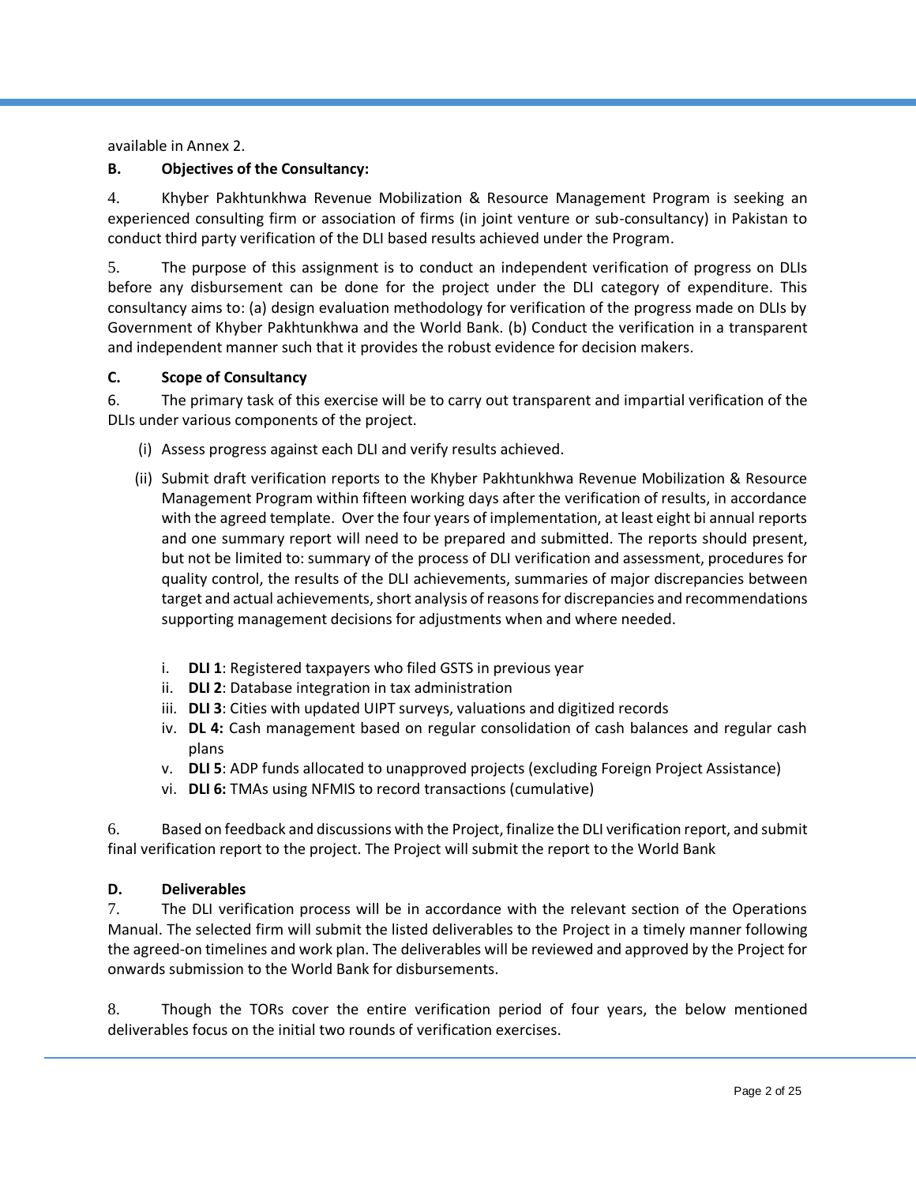available in Annex 2.

**B. Objectives of the Consultancy:**

4. Khyber Pakhtunkhwa Revenue Mobilization & Resource Management Program is seeking an experienced consulting firm or association of firms (in joint venture or sub-consultancy) in Pakistan to conduct third party verification of the DLI based results achieved under the Program.

5. The purpose of this assignment is to conduct an independent verification of progress on DLIs before any disbursement can be done for the project under the DLI category of expenditure. This consultancy aims to: (a) design evaluation methodology for verification of the progress made on DLIs by Government of Khyber Pakhtunkhwa and the World Bank. (b) Conduct the verification in a transparent and independent manner such that it provides the robust evidence for decision makers.

**C. Scope of Consultancy**

6. The primary task of this exercise will be to carry out transparent and impartial verification of the DLIs under various components of the project.

(i) Assess progress against each DLI and verify results achieved.

(ii) Submit draft verification reports to the Khyber Pakhtunkhwa Revenue Mobilization & Resource Management Program within fifteen working days after the verification of results, in accordance with the agreed template. Over the four years of implementation, at least eight bi annual reports and one summary report will need to be prepared and submitted. The reports should present, but not be limited to: summary of the process of DLI verification and assessment, procedures for quality control, the results of the DLI achievements, summaries of major discrepancies between target and actual achievements, short analysis of reasons for discrepancies and recommendations supporting management decisions for adjustments when and where needed.

i. **DLI 1**: Registered taxpayers who filed GSTS in previous year
ii. **DLI 2**: Database integration in tax administration
iii. **DLI 3**: Cities with updated UIPT surveys, valuations and digitized records
iv. **DL 4:** Cash management based on regular consolidation of cash balances and regular cash plans
v. **DLI 5**: ADP funds allocated to unapproved projects (excluding Foreign Project Assistance)
vi. **DLI 6:** TMAs using NFMIS to record transactions (cumulative)

6. Based on feedback and discussions with the Project, finalize the DLI verification report, and submit final verification report to the project. The Project will submit the report to the World Bank

**D. Deliverables**

7. The DLI verification process will be in accordance with the relevant section of the Operations Manual. The selected firm will submit the listed deliverables to the Project in a timely manner following the agreed-on timelines and work plan. The deliverables will be reviewed and approved by the Project for onwards submission to the World Bank for disbursements.

8. Though the TORs cover the entire verification period of four years, the below mentioned deliverables focus on the initial two rounds of verification exercises.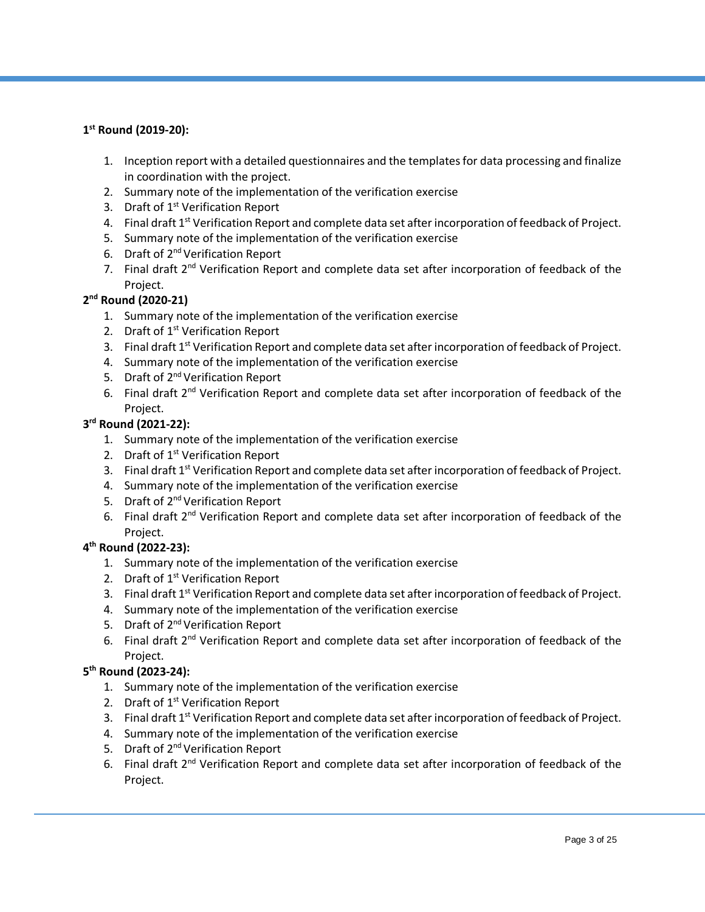**1st Round (2019-20):**

1. Inception report with a detailed questionnaires and the templates for data processing and finalize in coordination with the project.
2. Summary note of the implementation of the verification exercise
3. Draft of 1st Verification Report
4. Final draft 1st Verification Report and complete data set after incorporation of feedback of Project.
5. Summary note of the implementation of the verification exercise
6. Draft of 2nd Verification Report
7. Final draft 2nd Verification Report and complete data set after incorporation of feedback of the Project.

**2nd Round (2020-21)**

1. Summary note of the implementation of the verification exercise
2. Draft of 1st Verification Report
3. Final draft 1st Verification Report and complete data set after incorporation of feedback of Project.
4. Summary note of the implementation of the verification exercise
5. Draft of 2nd Verification Report
6. Final draft 2nd Verification Report and complete data set after incorporation of feedback of the Project.

**3rd Round (2021-22):**

1. Summary note of the implementation of the verification exercise
2. Draft of 1st Verification Report
3. Final draft 1st Verification Report and complete data set after incorporation of feedback of Project.
4. Summary note of the implementation of the verification exercise
5. Draft of 2nd Verification Report
6. Final draft 2nd Verification Report and complete data set after incorporation of feedback of the Project.

**4th Round (2022-23):**

1. Summary note of the implementation of the verification exercise
2. Draft of 1st Verification Report
3. Final draft 1st Verification Report and complete data set after incorporation of feedback of Project.
4. Summary note of the implementation of the verification exercise
5. Draft of 2nd Verification Report
6. Final draft 2nd Verification Report and complete data set after incorporation of feedback of the Project.

**5th Round (2023-24):**

1. Summary note of the implementation of the verification exercise
2. Draft of 1st Verification Report
3. Final draft 1st Verification Report and complete data set after incorporation of feedback of Project.
4. Summary note of the implementation of the verification exercise
5. Draft of 2nd Verification Report
6. Final draft 2nd Verification Report and complete data set after incorporation of feedback of the Project.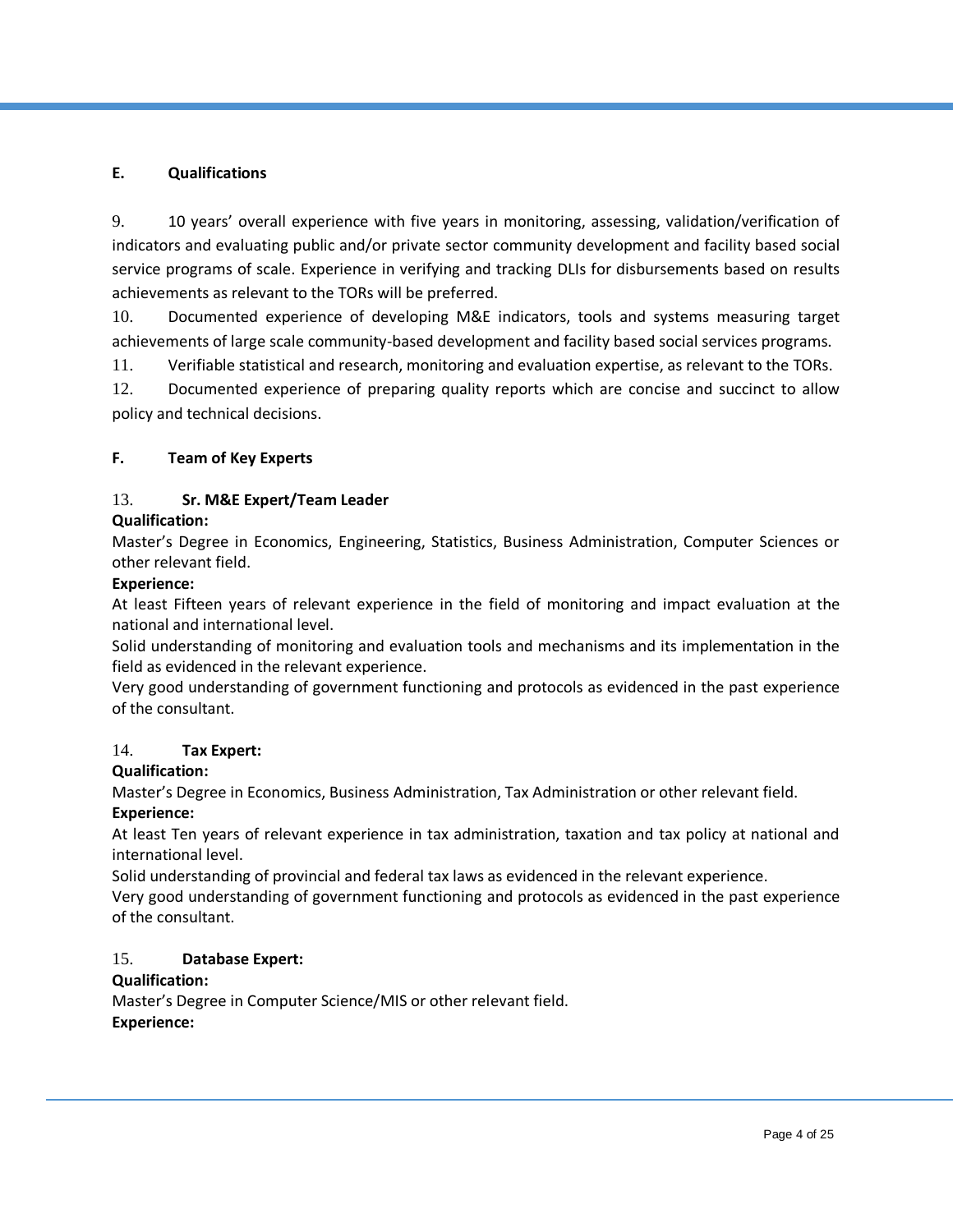## E. Qualifications

9. 10 years' overall experience with five years in monitoring, assessing, validation/verification of indicators and evaluating public and/or private sector community development and facility based social service programs of scale. Experience in verifying and tracking DLIs for disbursements based on results achievements as relevant to the TORs will be preferred.

10. Documented experience of developing M&E indicators, tools and systems measuring target achievements of large scale community-based development and facility based social services programs.

11. Verifiable statistical and research, monitoring and evaluation expertise, as relevant to the TORs.

12. Documented experience of preparing quality reports which are concise and succinct to allow policy and technical decisions.

## F. Team of Key Experts

13. **Sr. M&E Expert/Team Leader**

**Qualification:**

Master's Degree in Economics, Engineering, Statistics, Business Administration, Computer Sciences or other relevant field.

**Experience:**

At least Fifteen years of relevant experience in the field of monitoring and impact evaluation at the national and international level.

Solid understanding of monitoring and evaluation tools and mechanisms and its implementation in the field as evidenced in the relevant experience.

Very good understanding of government functioning and protocols as evidenced in the past experience of the consultant.

14. **Tax Expert:**

**Qualification:**

Master's Degree in Economics, Business Administration, Tax Administration or other relevant field.

**Experience:**

At least Ten years of relevant experience in tax administration, taxation and tax policy at national and international level.

Solid understanding of provincial and federal tax laws as evidenced in the relevant experience.

Very good understanding of government functioning and protocols as evidenced in the past experience of the consultant.

15. **Database Expert:**

**Qualification:**

Master's Degree in Computer Science/MIS or other relevant field.

**Experience:**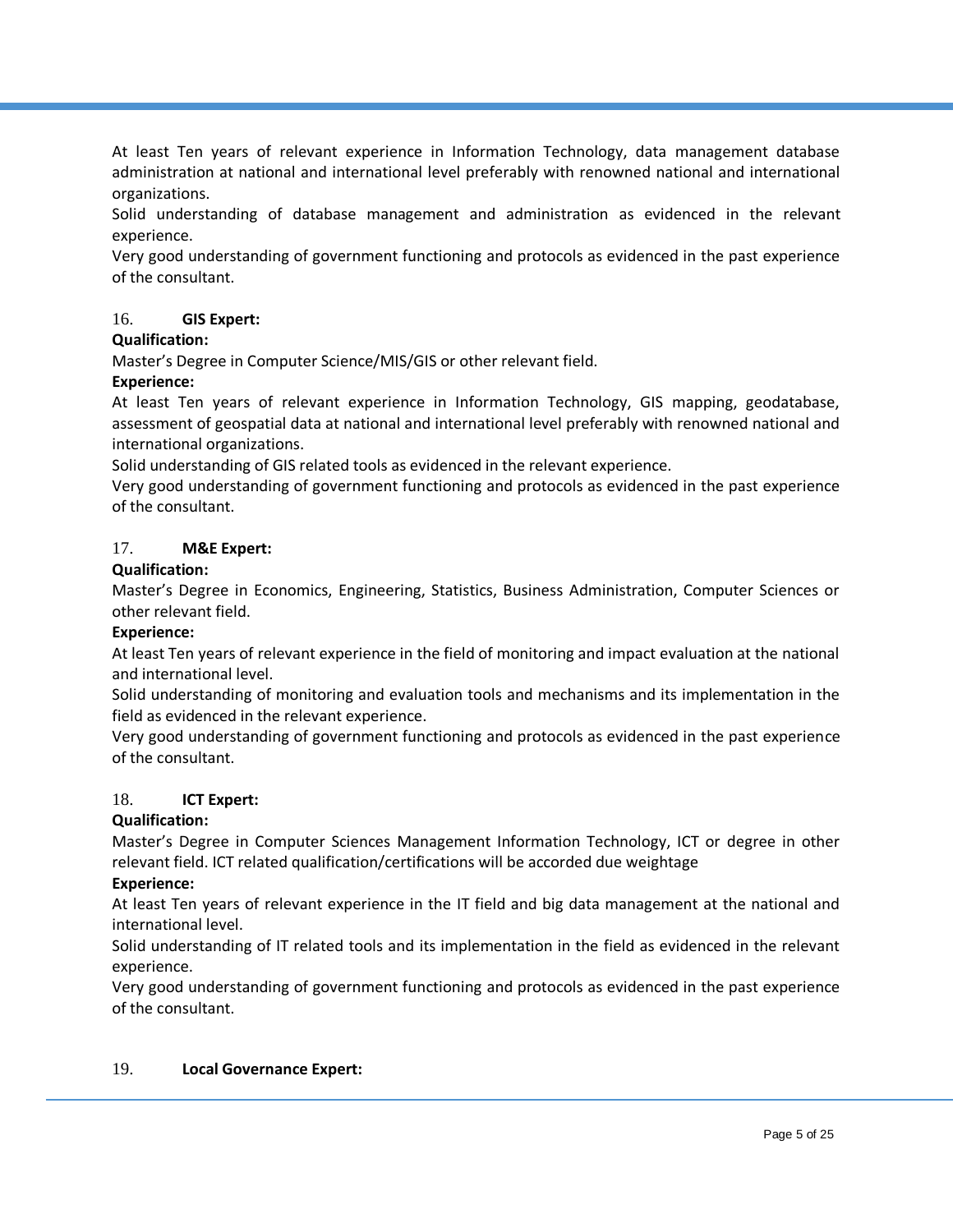At least Ten years of relevant experience in Information Technology, data management database administration at national and international level preferably with renowned national and international organizations.

Solid understanding of database management and administration as evidenced in the relevant experience.

Very good understanding of government functioning and protocols as evidenced in the past experience of the consultant.

16. **GIS Expert:**

**Qualification:**

Master's Degree in Computer Science/MIS/GIS or other relevant field.

**Experience:**

At least Ten years of relevant experience in Information Technology, GIS mapping, geodatabase, assessment of geospatial data at national and international level preferably with renowned national and international organizations.

Solid understanding of GIS related tools as evidenced in the relevant experience.

Very good understanding of government functioning and protocols as evidenced in the past experience of the consultant.

17. **M&E Expert:**

**Qualification:**

Master's Degree in Economics, Engineering, Statistics, Business Administration, Computer Sciences or other relevant field.

**Experience:**

At least Ten years of relevant experience in the field of monitoring and impact evaluation at the national and international level.

Solid understanding of monitoring and evaluation tools and mechanisms and its implementation in the field as evidenced in the relevant experience.

Very good understanding of government functioning and protocols as evidenced in the past experience of the consultant.

18. **ICT Expert:**

**Qualification:**

Master's Degree in Computer Sciences Management Information Technology, ICT or degree in other relevant field. ICT related qualification/certifications will be accorded due weightage

**Experience:**

At least Ten years of relevant experience in the IT field and big data management at the national and international level.

Solid understanding of IT related tools and its implementation in the field as evidenced in the relevant experience.

Very good understanding of government functioning and protocols as evidenced in the past experience of the consultant.

19. **Local Governance Expert:**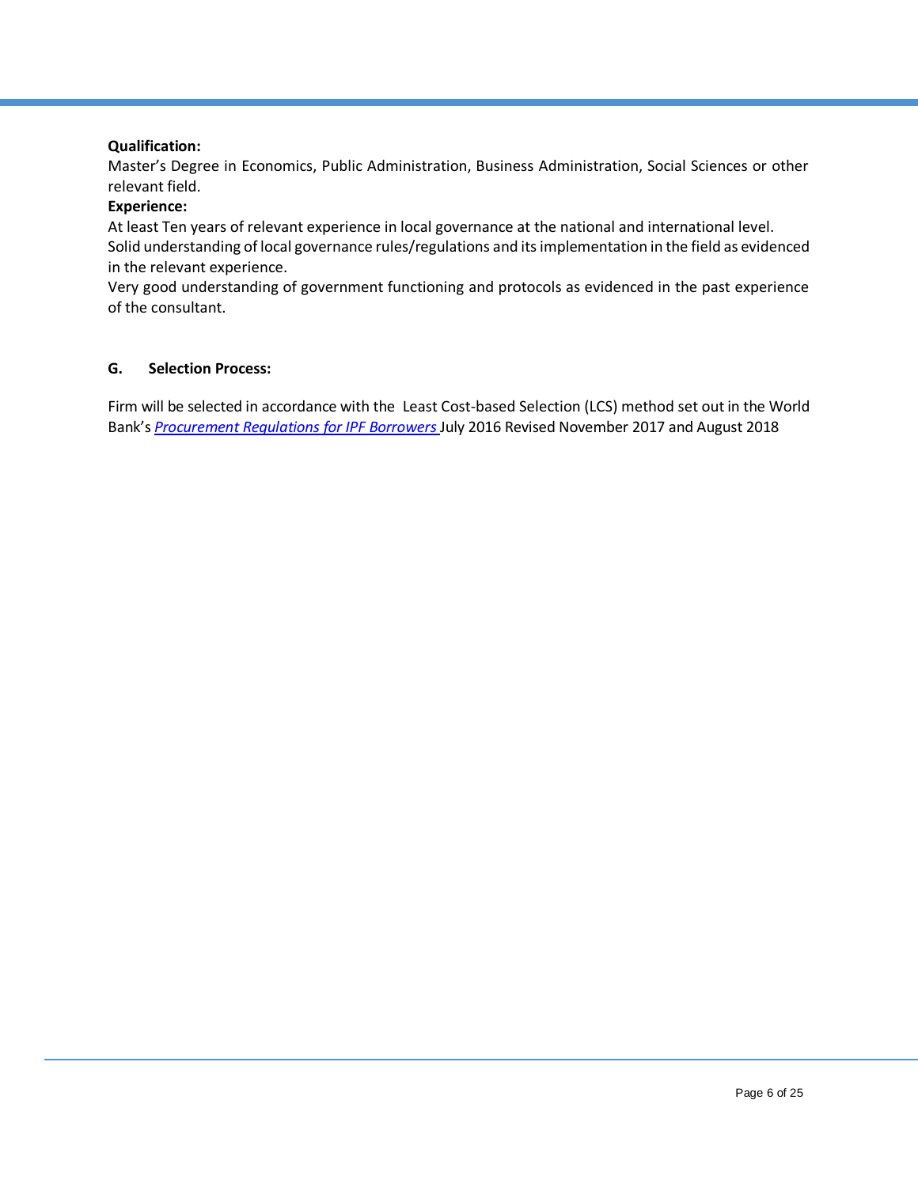**Qualification:**

Master's Degree in Economics, Public Administration, Business Administration, Social Sciences or other relevant field.

**Experience:**

At least Ten years of relevant experience in local governance at the national and international level.

Solid understanding of local governance rules/regulations and its implementation in the field as evidenced in the relevant experience.

Very good understanding of government functioning and protocols as evidenced in the past experience of the consultant.

## G. Selection Process:

Firm will be selected in accordance with the Least Cost-based Selection (LCS) method set out in the World Bank's *Procurement Regulations for IPF Borrowers* July 2016 Revised November 2017 and August 2018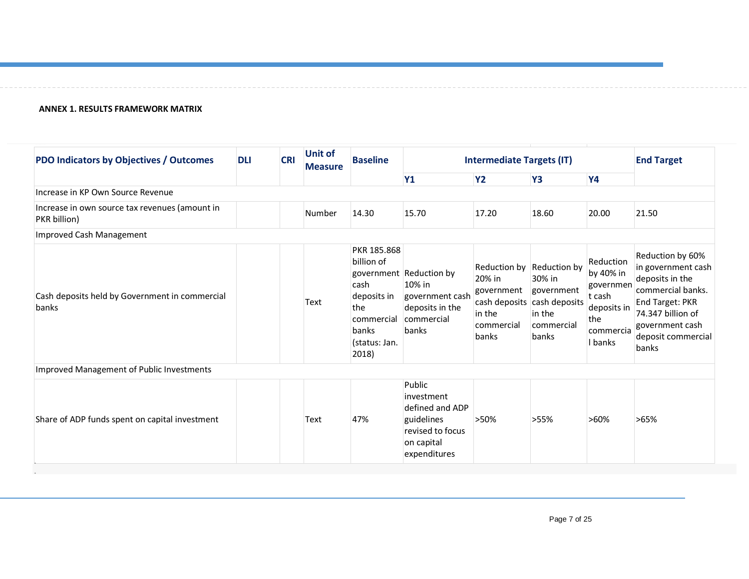**ANNEX 1. RESULTS FRAMEWORK MATRIX**

| PDO Indicators by Objectives / Outcomes | DLI | CRI | Unit of Measure | Baseline | Intermediate Targets (IT) | | | | End Target |
|---|---|---|---|---|---|---|---|---|---|
| | | | | | Y1 | Y2 | Y3 | Y4 | |
| Increase in KP Own Source Revenue | | | | | | | | | |
| Increase in own source tax revenues (amount in PKR billion) | | | Number | 14.30 | 15.70 | 17.20 | 18.60 | 20.00 | 21.50 |
| Improved Cash Management | | | | | | | | | |
| Cash deposits held by Government in commercial banks | | | Text | PKR 185.868 billion of government cash deposits in the commercial banks (status: Jan. 2018) | Reduction by 10% in government cash deposits in the commercial banks | Reduction by 20% in government cash deposits in the commercial banks | Reduction by 30% in government cash deposits in the commercial banks | Reduction by 40% in government cash deposits in the commercial banks | Reduction by 60% in government cash deposits in the commercial banks. End Target: PKR 74.347 billion of government cash deposit commercial banks |
| Improved Management of Public Investments | | | | | | | | | |
| Share of ADP funds spent on capital investment | | | Text | 47% | Public investment defined and ADP guidelines revised to focus on capital expenditures | >50% | >55% | >60% | >65% |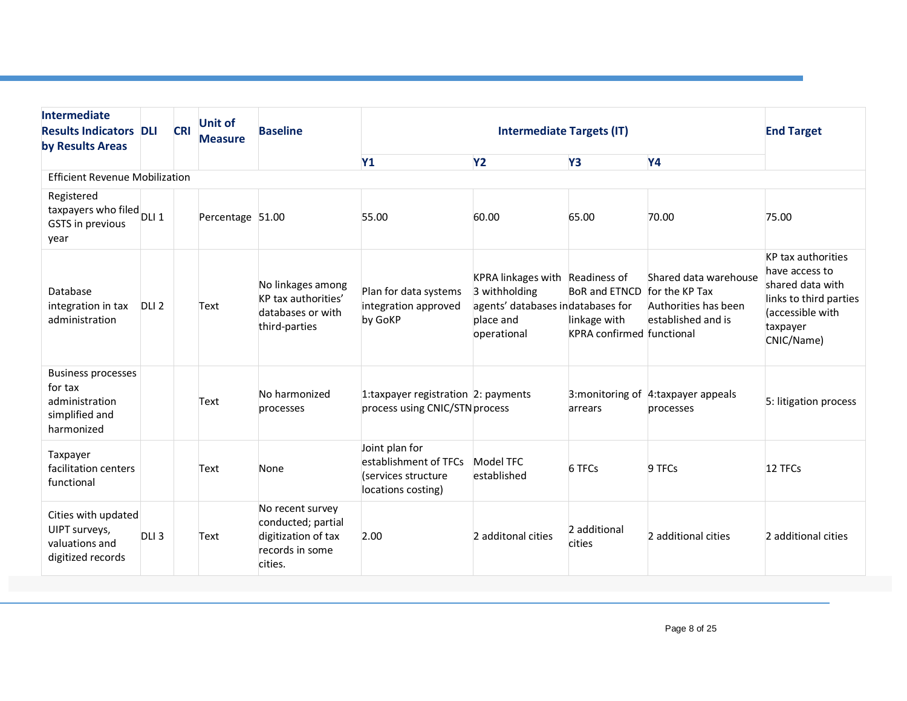| Intermediate Results Indicators by Results Areas | DLI | CRI | Unit of Measure | Baseline | Intermediate Targets (IT) | | | | End Target |
|---|---|---|---|---|---|---|---|---|---|
| | | | | | Y1 | Y2 | Y3 | Y4 | |
| Efficient Revenue Mobilization | | | | | | | | | |
| Registered taxpayers who filed GSTS in previous year | DLI 1 | | Percentage | 51.00 | 55.00 | 60.00 | 65.00 | 70.00 | 75.00 |
| Database integration in tax administration | DLI 2 | | Text | No linkages among KP tax authorities' databases or with third-parties | Plan for data systems integration approved by GoKP | KPRA linkages with 3 withholding agents' databases in place and operational | Readiness of BoR and ETNCD databases for linkage with KPRA confirmed | Shared data warehouse for the KP Tax Authorities has been established and is functional | KP tax authorities have access to shared data with links to third parties (accessible with taxpayer CNIC/Name) |
| Business processes for tax administration simplified and harmonized | | | Text | No harmonized processes | 1:taxpayer registration process using CNIC/STN | 2: payments process | 3:monitoring of arrears | 4:taxpayer appeals processes | 5: litigation process |
| Taxpayer facilitation centers functional | | | Text | None | Joint plan for establishment of TFCs (services structure locations costing) | Model TFC established | 6 TFCs | 9 TFCs | 12 TFCs |
| Cities with updated UIPT surveys, valuations and digitized records | DLI 3 | | Text | No recent survey conducted; partial digitization of tax records in some cities. | 2.00 | 2 additonal cities | 2 additional cities | 2 additional cities | 2 additional cities |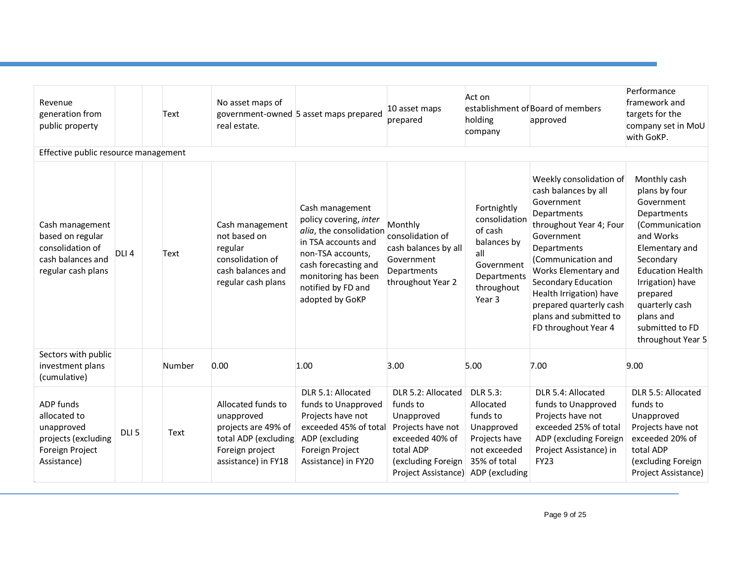| | | | | | | | | | |
|---|---|---|---|---|---|---|---|---|---|
| Revenue generation from public property | | | Text | No asset maps of government-owned real estate. | 5 asset maps prepared | 10 asset maps prepared | Act on establishment of holding company | Board of members approved | Performance framework and targets for the company set in MoU with GoKP. |
| Effective public resource management | | | | | | | | | |
| Cash management based on regular consolidation of cash balances and regular cash plans | DLI 4 | | Text | Cash management not based on regular consolidation of cash balances and regular cash plans | Cash management policy covering, *inter alia*, the consolidation in TSA accounts and non-TSA accounts, cash forecasting and monitoring has been notified by FD and adopted by GoKP | Monthly consolidation of cash balances by all Government Departments throughout Year 2 | Fortnightly consolidation of cash balances by all Government Departments throughout Year 3 | Weekly consolidation of cash balances by all Government Departments throughout Year 4; Four Government Departments (Communication and Works Elementary and Secondary Education Health Irrigation) have prepared quarterly cash plans and submitted to FD throughout Year 4 | Monthly cash plans by four Government Departments (Communication and Works Elementary and Secondary Education Health Irrigation) have prepared quarterly cash plans and submitted to FD throughout Year 5 |
| Sectors with public investment plans (cumulative) | | | Number | 0.00 | 1.00 | 3.00 | 5.00 | 7.00 | 9.00 |
| ADP funds allocated to unapproved projects (excluding Foreign Project Assistance) | DLI 5 | | Text | Allocated funds to unapproved projects are 49% of total ADP (excluding Foreign project assistance) in FY18 | DLR 5.1: Allocated funds to Unapproved Projects have not exceeded 45% of total ADP (excluding Foreign Project Assistance) in FY20 | DLR 5.2: Allocated funds to Unapproved Projects have not exceeded 40% of total ADP (excluding Foreign Project Assistance) | DLR 5.3: Allocated funds to Unapproved Projects have not exceeded 35% of total ADP (excluding | DLR 5.4: Allocated funds to Unapproved Projects have not exceeded 25% of total ADP (excluding Foreign Project Assistance) in FY23 | DLR 5.5: Allocated funds to Unapproved Projects have not exceeded 20% of total ADP (excluding Foreign Project Assistance) |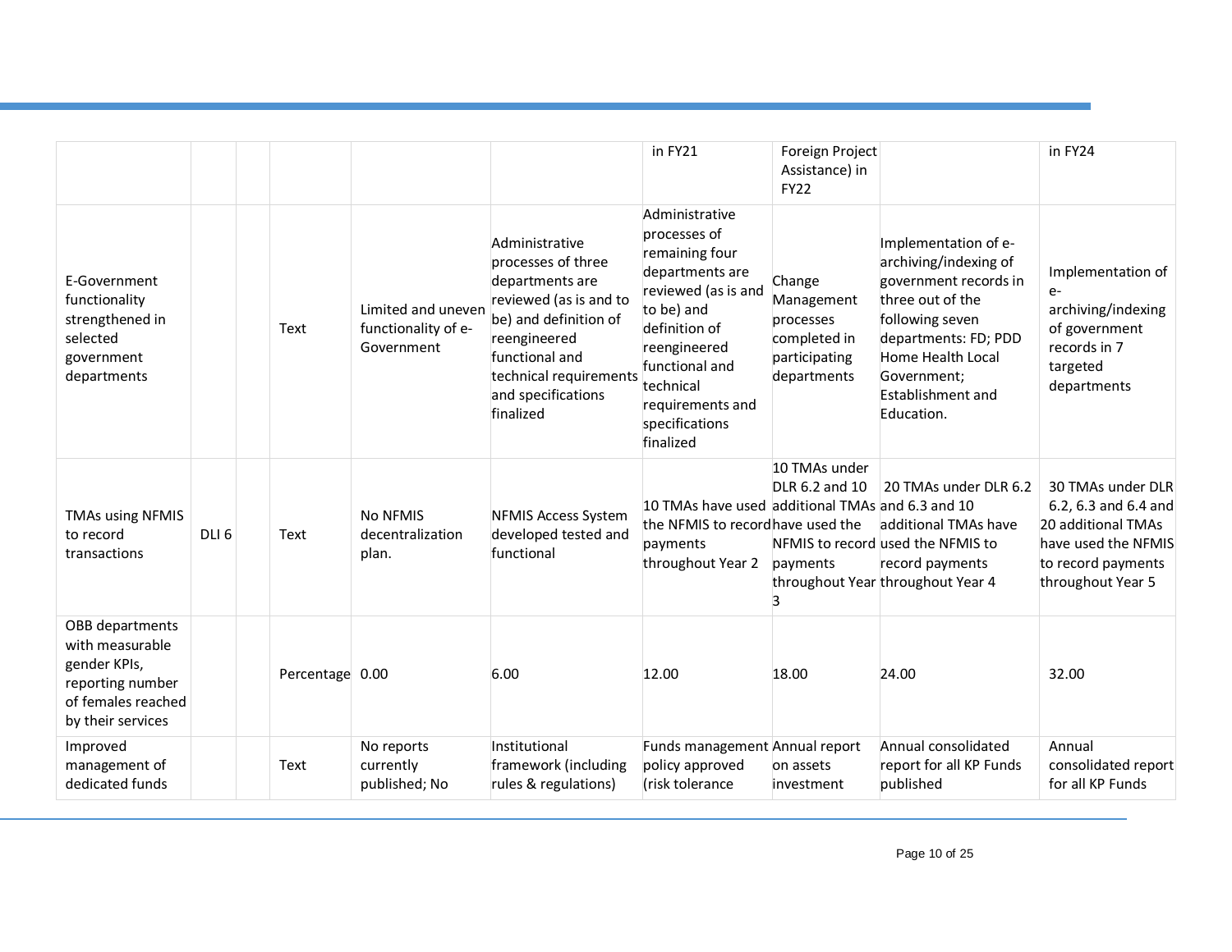| | | | | | | | | | |
|---|---|---|---|---|---|---|---|---|---|
| | | | | | | in FY21 | Foreign Project Assistance) in FY22 | | in FY24 |
| E-Government functionality strengthened in selected government departments | | | Text | Limited and uneven functionality of e-Government | Administrative processes of three departments are reviewed (as is and to be) and definition of reengineered functional and technical requirements and specifications finalized | Administrative processes of remaining four departments are reviewed (as is and to be) and definition of reengineered functional and technical requirements and specifications finalized | Change Management processes completed in participating departments | Implementation of e-archiving/indexing of government records in three out of the following seven departments: FD; PDD Home Health Local Government; Establishment and Education. | Implementation of e-archiving/indexing of government records in 7 targeted departments |
| TMAs using NFMIS to record transactions | DLI 6 | | Text | No NFMIS decentralization plan. | NFMIS Access System developed tested and functional | 10 TMAs have used the NFMIS to record payments throughout Year 2 | 10 TMAs under DLR 6.2 and 10 additional TMAs have used the NFMIS to record payments throughout Year 3 | 20 TMAs under DLR 6.2 and 6.3 and 10 additional TMAs have used the NFMIS to record payments throughout Year 4 | 30 TMAs under DLR 6.2, 6.3 and 6.4 and 20 additional TMAs have used the NFMIS to record payments throughout Year 5 |
| OBB departments with measurable gender KPIs, reporting number of females reached by their services | | | Percentage | 0.00 | 6.00 | 12.00 | 18.00 | 24.00 | 32.00 |
| Improved management of dedicated funds | | | Text | No reports currently published; No | Institutional framework (including rules & regulations) | Funds management policy approved (risk tolerance | Annual report on assets investment | Annual consolidated report for all KP Funds published | Annual consolidated report for all KP Funds |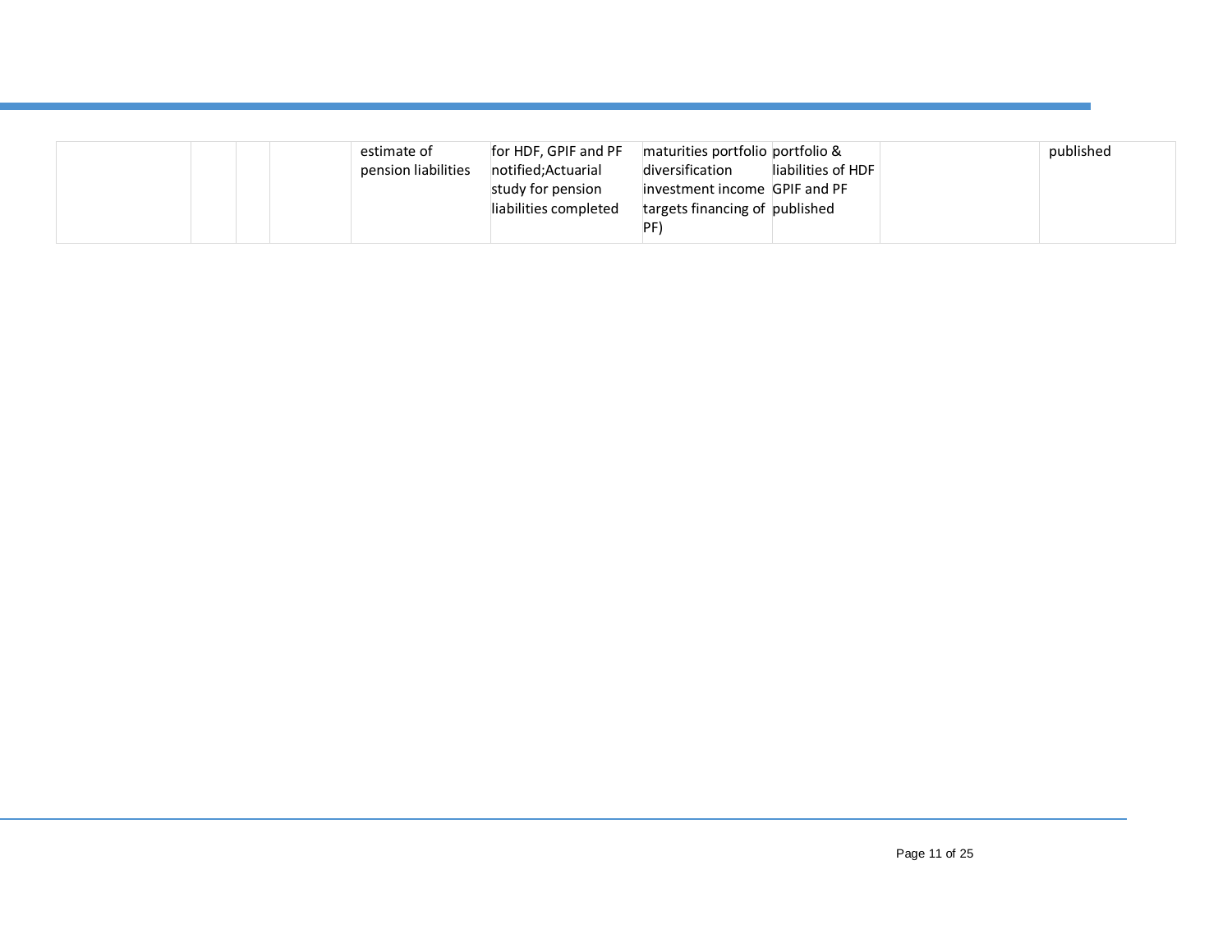| | | | | | | | | | |
|---|---|---|---|---|---|---|---|---|---|
| | | | | estimate of pension liabilities | for HDF, GPIF and PF notified;Actuarial study for pension liabilities completed | maturities portfolio diversification investment income targets financing of PF) | portfolio & liabilities of HDF GPIF and PF published | | published |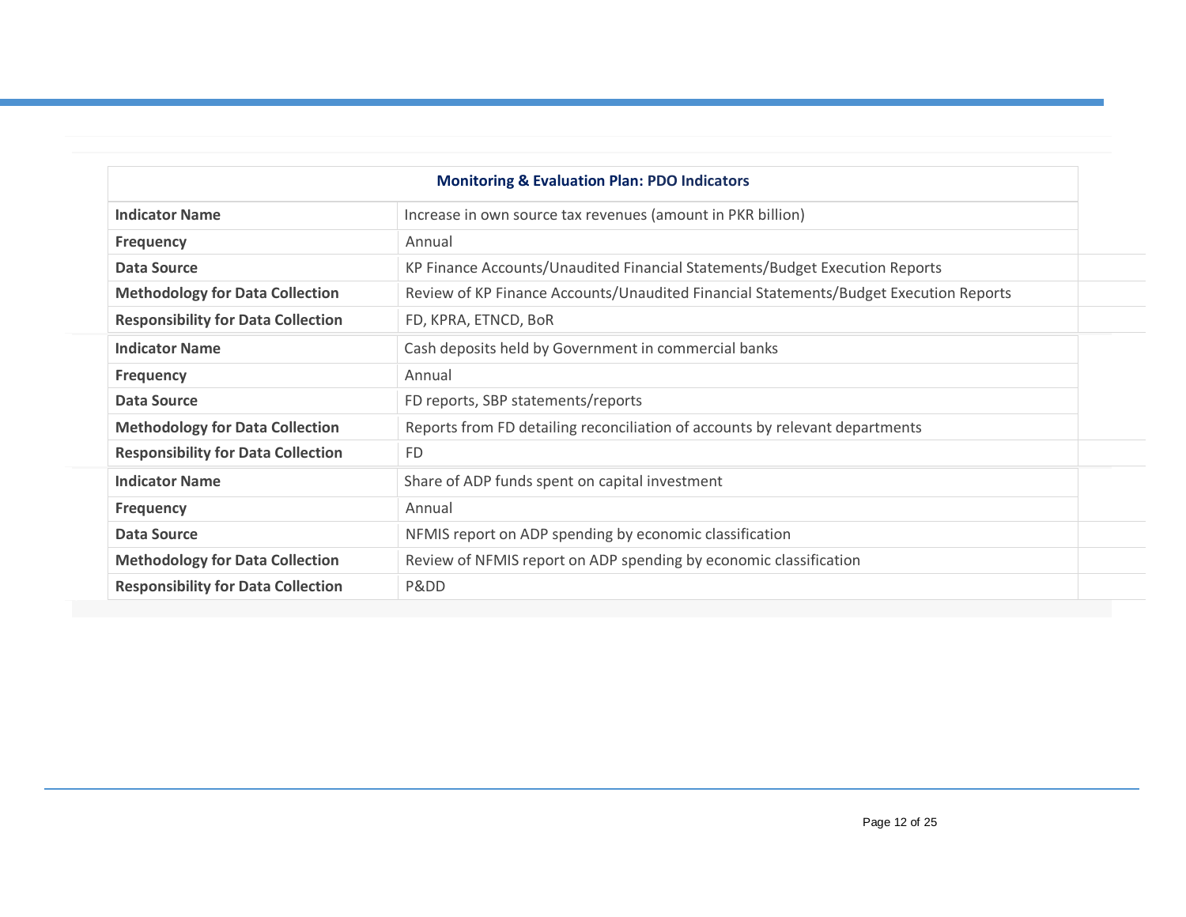| Monitoring & Evaluation Plan: PDO Indicators | |
|---|---|
| **Indicator Name** | Increase in own source tax revenues (amount in PKR billion) |
| **Frequency** | Annual |
| **Data Source** | KP Finance Accounts/Unaudited Financial Statements/Budget Execution Reports |
| **Methodology for Data Collection** | Review of KP Finance Accounts/Unaudited Financial Statements/Budget Execution Reports |
| **Responsibility for Data Collection** | FD, KPRA, ETNCD, BoR |
| **Indicator Name** | Cash deposits held by Government in commercial banks |
| **Frequency** | Annual |
| **Data Source** | FD reports, SBP statements/reports |
| **Methodology for Data Collection** | Reports from FD detailing reconciliation of accounts by relevant departments |
| **Responsibility for Data Collection** | FD |
| **Indicator Name** | Share of ADP funds spent on capital investment |
| **Frequency** | Annual |
| **Data Source** | NFMIS report on ADP spending by economic classification |
| **Methodology for Data Collection** | Review of NFMIS report on ADP spending by economic classification |
| **Responsibility for Data Collection** | P&DD |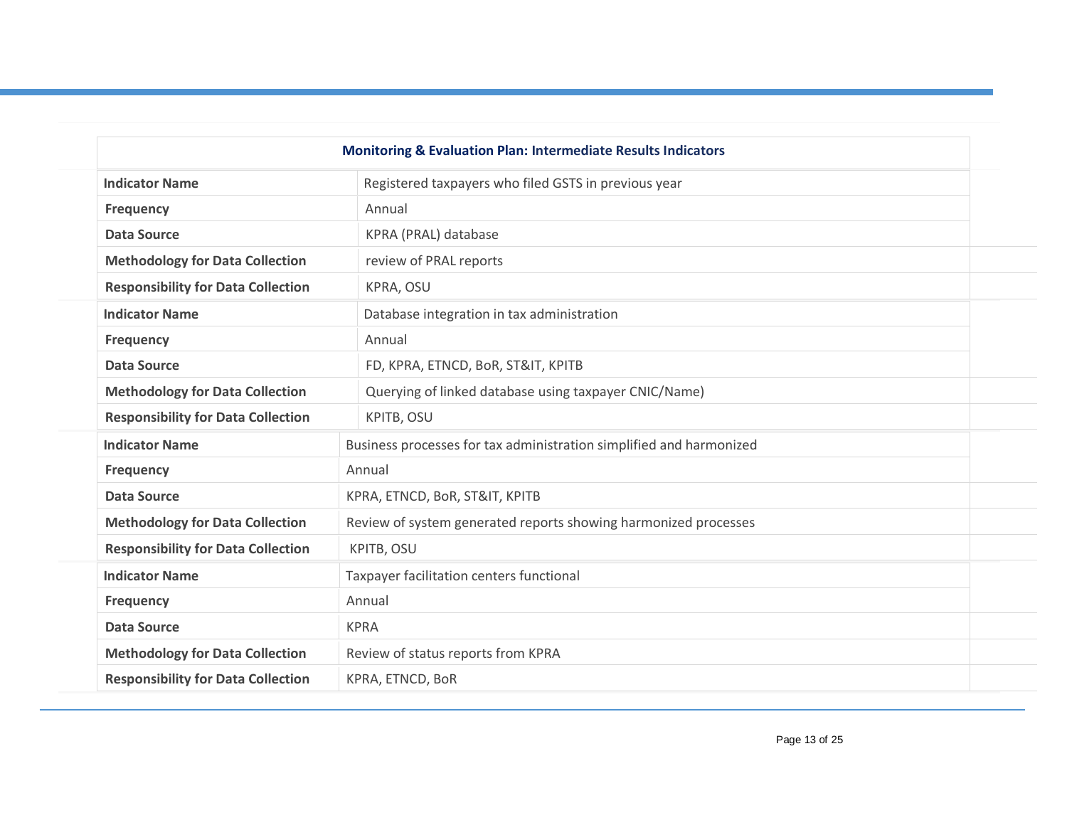| Monitoring & Evaluation Plan: Intermediate Results Indicators | |
|---|---|
| **Indicator Name** | Registered taxpayers who filed GSTS in previous year |
| **Frequency** | Annual |
| **Data Source** | KPRA (PRAL) database |
| **Methodology for Data Collection** | review of PRAL reports |
| **Responsibility for Data Collection** | KPRA, OSU |
| **Indicator Name** | Database integration in tax administration |
| **Frequency** | Annual |
| **Data Source** | FD, KPRA, ETNCD, BoR, ST&IT, KPITB |
| **Methodology for Data Collection** | Querying of linked database using taxpayer CNIC/Name) |
| **Responsibility for Data Collection** | KPITB, OSU |
| **Indicator Name** | Business processes for tax administration simplified and harmonized |
| **Frequency** | Annual |
| **Data Source** | KPRA, ETNCD, BoR, ST&IT, KPITB |
| **Methodology for Data Collection** | Review of system generated reports showing harmonized processes |
| **Responsibility for Data Collection** | KPITB, OSU |
| **Indicator Name** | Taxpayer facilitation centers functional |
| **Frequency** | Annual |
| **Data Source** | KPRA |
| **Methodology for Data Collection** | Review of status reports from KPRA |
| **Responsibility for Data Collection** | KPRA, ETNCD, BoR |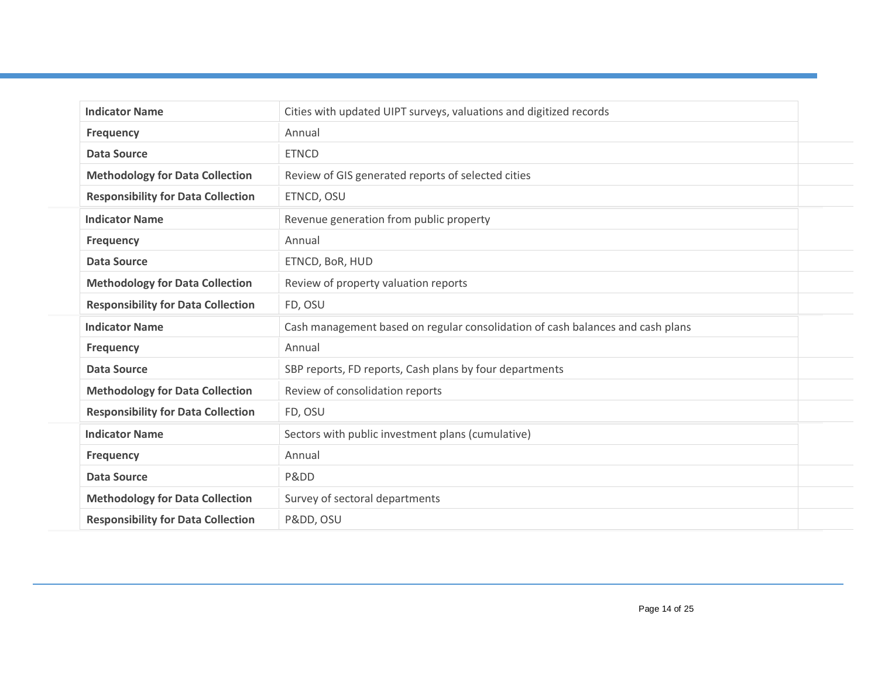| Indicator Name | Cities with updated UIPT surveys, valuations and digitized records |
|---|---|
| Frequency | Annual |
| Data Source | ETNCD |
| Methodology for Data Collection | Review of GIS generated reports of selected cities |
| Responsibility for Data Collection | ETNCD, OSU |

| Indicator Name | Revenue generation from public property |
|---|---|
| Frequency | Annual |
| Data Source | ETNCD, BoR, HUD |
| Methodology for Data Collection | Review of property valuation reports |
| Responsibility for Data Collection | FD, OSU |

| Indicator Name | Cash management based on regular consolidation of cash balances and cash plans |
|---|---|
| Frequency | Annual |
| Data Source | SBP reports, FD reports, Cash plans by four departments |
| Methodology for Data Collection | Review of consolidation reports |
| Responsibility for Data Collection | FD, OSU |

| Indicator Name | Sectors with public investment plans (cumulative) |
|---|---|
| Frequency | Annual |
| Data Source | P&DD |
| Methodology for Data Collection | Survey of sectoral departments |
| Responsibility for Data Collection | P&DD, OSU |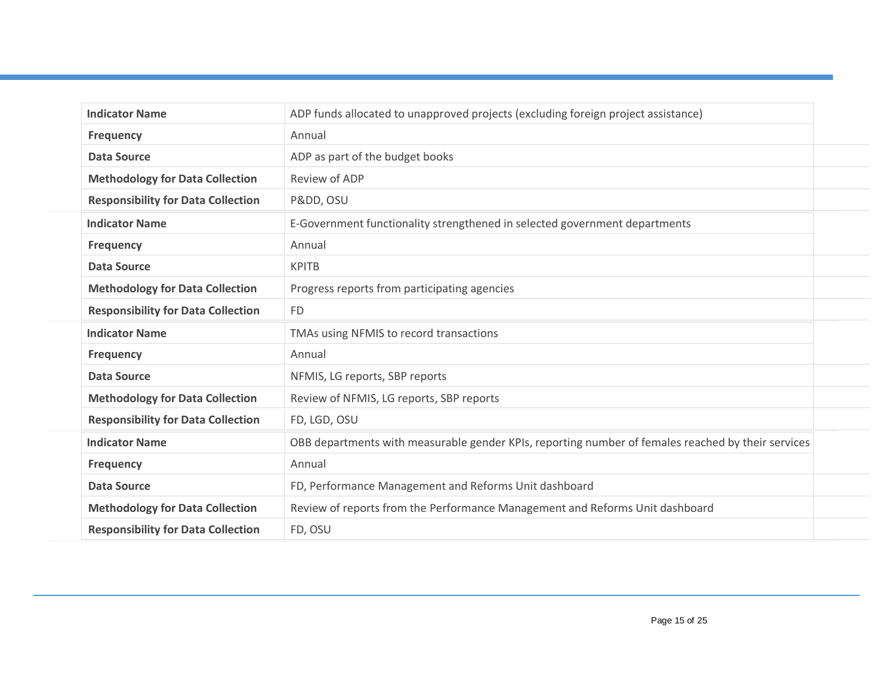| Indicator Name | ADP funds allocated to unapproved projects (excluding foreign project assistance) |
|---|---|
| Frequency | Annual |
| Data Source | ADP as part of the budget books |
| Methodology for Data Collection | Review of ADP |
| Responsibility for Data Collection | P&DD, OSU |

| Indicator Name | E-Government functionality strengthened in selected government departments |
|---|---|
| Frequency | Annual |
| Data Source | KPITB |
| Methodology for Data Collection | Progress reports from participating agencies |
| Responsibility for Data Collection | FD |

| Indicator Name | TMAs using NFMIS to record transactions |
|---|---|
| Frequency | Annual |
| Data Source | NFMIS, LG reports, SBP reports |
| Methodology for Data Collection | Review of NFMIS, LG reports, SBP reports |
| Responsibility for Data Collection | FD, LGD, OSU |

| Indicator Name | OBB departments with measurable gender KPIs, reporting number of females reached by their services |
|---|---|
| Frequency | Annual |
| Data Source | FD, Performance Management and Reforms Unit dashboard |
| Methodology for Data Collection | Review of reports from the Performance Management and Reforms Unit dashboard |
| Responsibility for Data Collection | FD, OSU |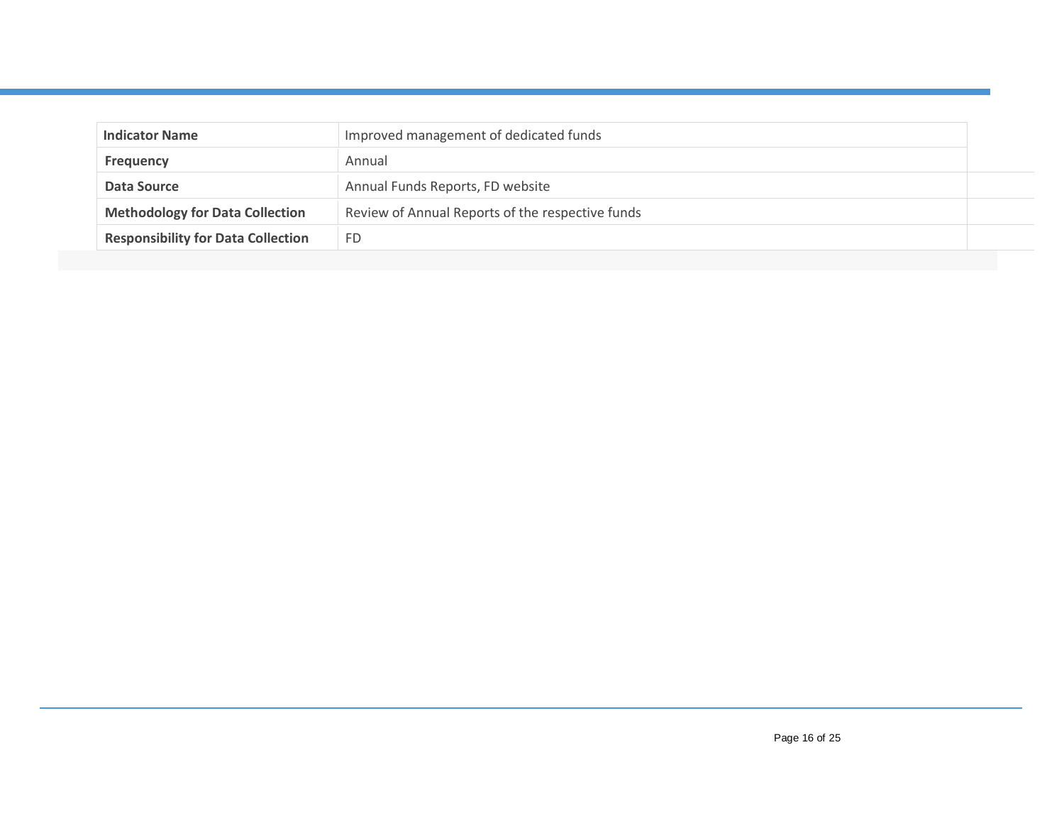| Indicator Name | Improved management of dedicated funds |
|---|---|
| **Frequency** | Annual |
| **Data Source** | Annual Funds Reports, FD website |
| **Methodology for Data Collection** | Review of Annual Reports of the respective funds |
| **Responsibility for Data Collection** | FD |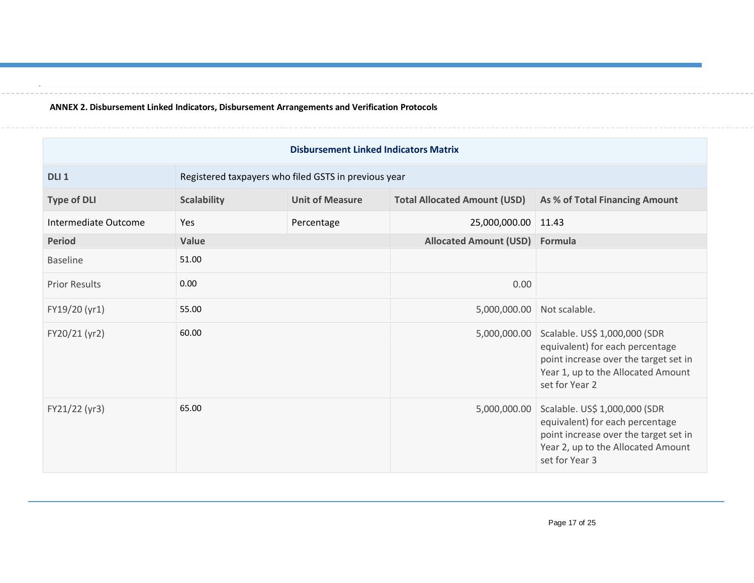**ANNEX 2. Disbursement Linked Indicators, Disbursement Arrangements and Verification Protocols**

| Disbursement Linked Indicators Matrix | | | | |
|---|---|---|---|---|
| **DLI 1** | Registered taxpayers who filed GSTS in previous year | | | |
| **Type of DLI** | **Scalability** | **Unit of Measure** | **Total Allocated Amount (USD)** | **As % of Total Financing Amount** |
| Intermediate Outcome | Yes | Percentage | 25,000,000.00 | 11.43 |
| **Period** | **Value** | | **Allocated Amount (USD)** | **Formula** |
| Baseline | 51.00 | | | |
| Prior Results | 0.00 | | 0.00 | |
| FY19/20 (yr1) | 55.00 | | 5,000,000.00 | Not scalable. |
| FY20/21 (yr2) | 60.00 | | 5,000,000.00 | Scalable. US$ 1,000,000 (SDR equivalent) for each percentage point increase over the target set in Year 1, up to the Allocated Amount set for Year 2 |
| FY21/22 (yr3) | 65.00 | | 5,000,000.00 | Scalable. US$ 1,000,000 (SDR equivalent) for each percentage point increase over the target set in Year 2, up to the Allocated Amount set for Year 3 |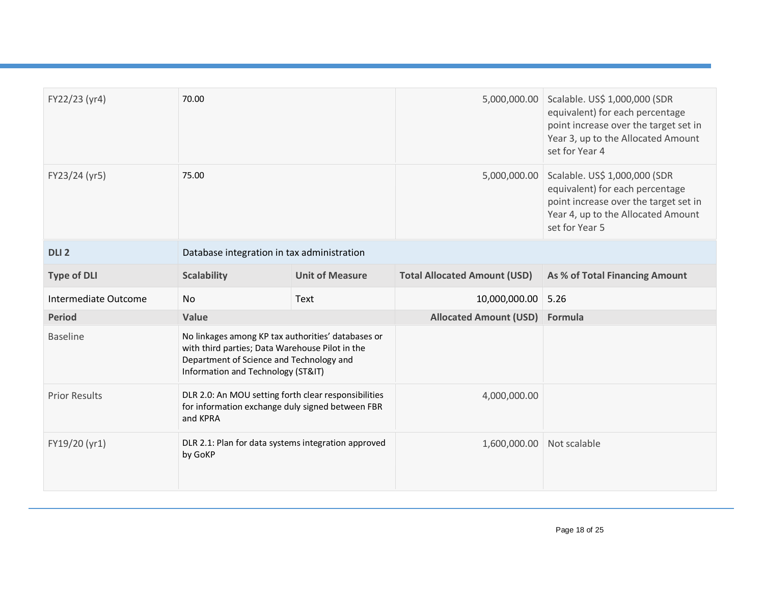| | | | | |
|---|---|---|---|---|
| FY22/23 (yr4) | 70.00 | | 5,000,000.00 | Scalable. US$ 1,000,000 (SDR equivalent) for each percentage point increase over the target set in Year 3, up to the Allocated Amount set for Year 4 |
| FY23/24 (yr5) | 75.00 | | 5,000,000.00 | Scalable. US$ 1,000,000 (SDR equivalent) for each percentage point increase over the target set in Year 4, up to the Allocated Amount set for Year 5 |
| **DLI 2** | Database integration in tax administration | | | |
| **Type of DLI** | **Scalability** | **Unit of Measure** | **Total Allocated Amount (USD)** | **As % of Total Financing Amount** |
| Intermediate Outcome | No | Text | 10,000,000.00 | 5.26 |
| **Period** | **Value** | | **Allocated Amount (USD)** | **Formula** |
| Baseline | No linkages among KP tax authorities' databases or with third parties; Data Warehouse Pilot in the Department of Science and Technology and Information and Technology (ST&IT) | | | |
| Prior Results | DLR 2.0: An MOU setting forth clear responsibilities for information exchange duly signed between FBR and KPRA | | 4,000,000.00 | |
| FY19/20 (yr1) | DLR 2.1: Plan for data systems integration approved by GoKP | | 1,600,000.00 | Not scalable |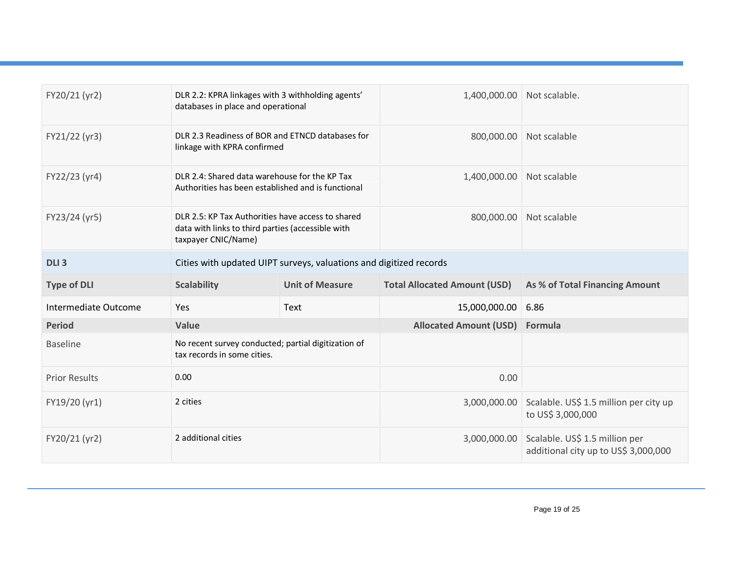| | | | | |
|---|---|---|---|---|
| FY20/21 (yr2) | DLR 2.2: KPRA linkages with 3 withholding agents' databases in place and operational | | 1,400,000.00 | Not scalable. |
| FY21/22 (yr3) | DLR 2.3 Readiness of BOR and ETNCD databases for linkage with KPRA confirmed | | 800,000.00 | Not scalable |
| FY22/23 (yr4) | DLR 2.4: Shared data warehouse for the KP Tax Authorities has been established and is functional | | 1,400,000.00 | Not scalable |
| FY23/24 (yr5) | DLR 2.5: KP Tax Authorities have access to shared data with links to third parties (accessible with taxpayer CNIC/Name) | | 800,000.00 | Not scalable |
| **DLI 3** | Cities with updated UIPT surveys, valuations and digitized records | | | |
| **Type of DLI** | **Scalability** | **Unit of Measure** | **Total Allocated Amount (USD)** | **As % of Total Financing Amount** |
| Intermediate Outcome | Yes | Text | 15,000,000.00 | 6.86 |
| **Period** | **Value** | | **Allocated Amount (USD)** | **Formula** |
| Baseline | No recent survey conducted; partial digitization of tax records in some cities. | | | |
| Prior Results | 0.00 | | 0.00 | |
| FY19/20 (yr1) | 2 cities | | 3,000,000.00 | Scalable. US$ 1.5 million per city up to US$ 3,000,000 |
| FY20/21 (yr2) | 2 additional cities | | 3,000,000.00 | Scalable. US$ 1.5 million per additional city up to US$ 3,000,000 |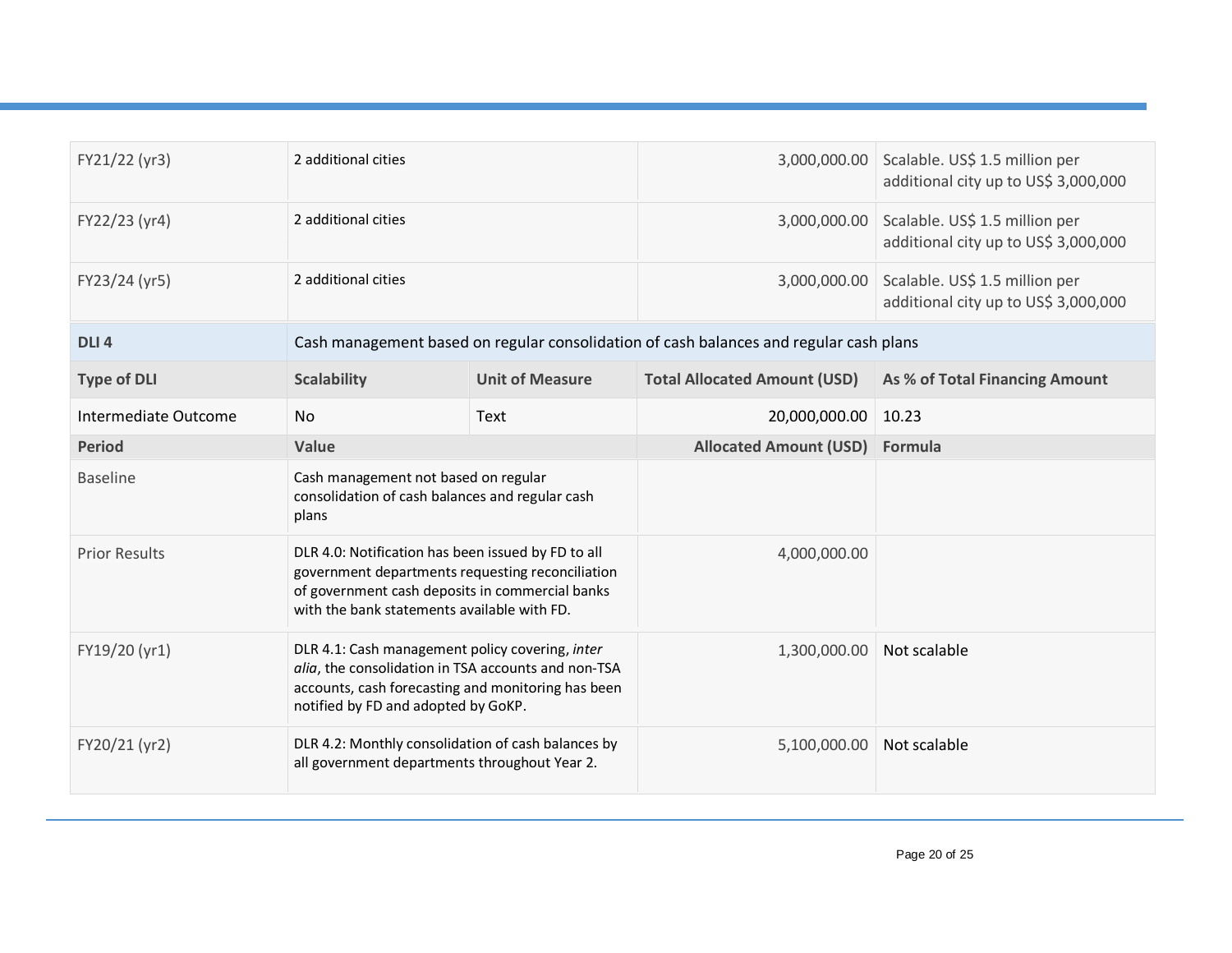| | | | | |
|---|---|---|---|---|
| FY21/22 (yr3) | 2 additional cities | | 3,000,000.00 | Scalable. US$ 1.5 million per additional city up to US$ 3,000,000 |
| FY22/23 (yr4) | 2 additional cities | | 3,000,000.00 | Scalable. US$ 1.5 million per additional city up to US$ 3,000,000 |
| FY23/24 (yr5) | 2 additional cities | | 3,000,000.00 | Scalable. US$ 1.5 million per additional city up to US$ 3,000,000 |

| **DLI 4** | Cash management based on regular consolidation of cash balances and regular cash plans | | | |
|---|---|---|---|---|
| **Type of DLI** | **Scalability** | **Unit of Measure** | **Total Allocated Amount (USD)** | **As % of Total Financing Amount** |
| Intermediate Outcome | No | Text | 20,000,000.00 | 10.23 |
| **Period** | **Value** | | **Allocated Amount (USD)** | **Formula** |
| Baseline | Cash management not based on regular consolidation of cash balances and regular cash plans | | | |
| Prior Results | DLR 4.0: Notification has been issued by FD to all government departments requesting reconciliation of government cash deposits in commercial banks with the bank statements available with FD. | | 4,000,000.00 | |
| FY19/20 (yr1) | DLR 4.1: Cash management policy covering, *inter alia*, the consolidation in TSA accounts and non-TSA accounts, cash forecasting and monitoring has been notified by FD and adopted by GoKP. | | 1,300,000.00 | Not scalable |
| FY20/21 (yr2) | DLR 4.2: Monthly consolidation of cash balances by all government departments throughout Year 2. | | 5,100,000.00 | Not scalable |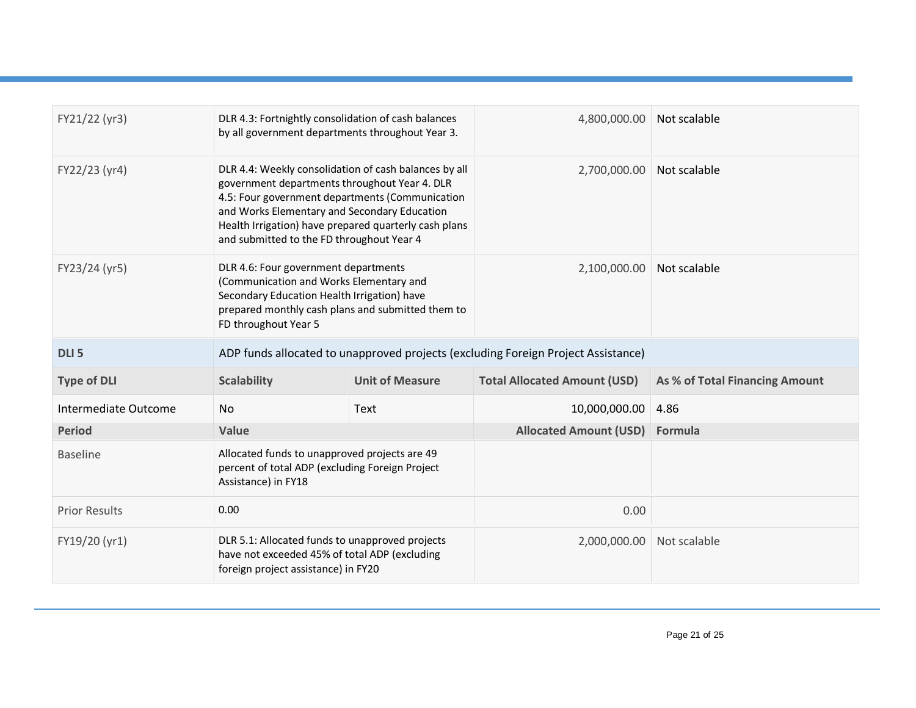| | | | | |
|---|---|---|---|---|
| FY21/22 (yr3) | DLR 4.3: Fortnightly consolidation of cash balances by all government departments throughout Year 3. | | 4,800,000.00 | Not scalable |
| FY22/23 (yr4) | DLR 4.4: Weekly consolidation of cash balances by all government departments throughout Year 4. DLR 4.5: Four government departments (Communication and Works Elementary and Secondary Education Health Irrigation) have prepared quarterly cash plans and submitted to the FD throughout Year 4 | | 2,700,000.00 | Not scalable |
| FY23/24 (yr5) | DLR 4.6: Four government departments (Communication and Works Elementary and Secondary Education Health Irrigation) have prepared monthly cash plans and submitted them to FD throughout Year 5 | | 2,100,000.00 | Not scalable |

| **DLI 5** | ADP funds allocated to unapproved projects (excluding Foreign Project Assistance) | | | |
|---|---|---|---|---|
| **Type of DLI** | **Scalability** | **Unit of Measure** | **Total Allocated Amount (USD)** | **As % of Total Financing Amount** |
| Intermediate Outcome | No | Text | 10,000,000.00 | 4.86 |
| **Period** | **Value** | | **Allocated Amount (USD)** | **Formula** |
| Baseline | Allocated funds to unapproved projects are 49 percent of total ADP (excluding Foreign Project Assistance) in FY18 | | | |
| Prior Results | 0.00 | | 0.00 | |
| FY19/20 (yr1) | DLR 5.1: Allocated funds to unapproved projects have not exceeded 45% of total ADP (excluding foreign project assistance) in FY20 | | 2,000,000.00 | Not scalable |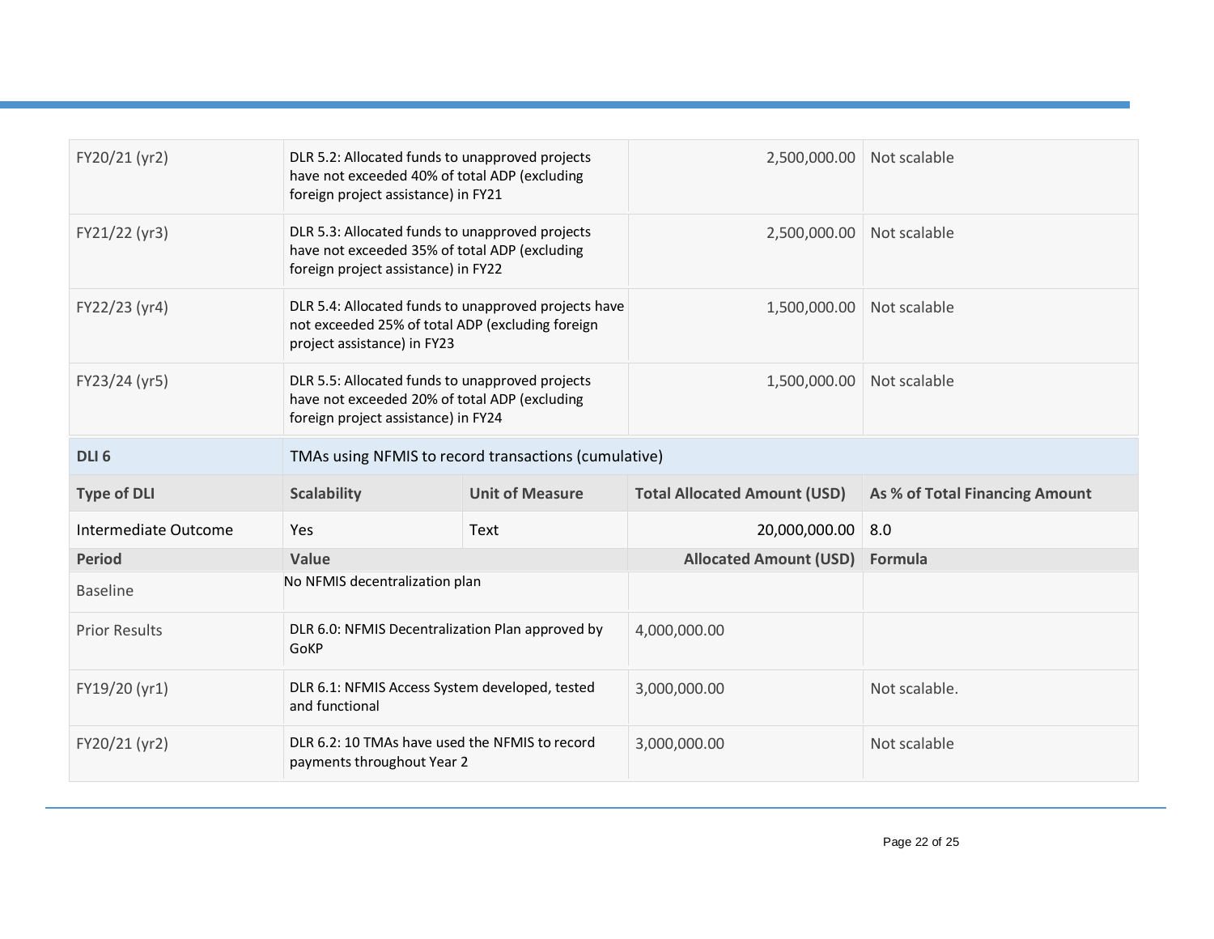| | | | | |
|---|---|---|---|---|
| FY20/21 (yr2) | DLR 5.2: Allocated funds to unapproved projects have not exceeded 40% of total ADP (excluding foreign project assistance) in FY21 | | 2,500,000.00 | Not scalable |
| FY21/22 (yr3) | DLR 5.3: Allocated funds to unapproved projects have not exceeded 35% of total ADP (excluding foreign project assistance) in FY22 | | 2,500,000.00 | Not scalable |
| FY22/23 (yr4) | DLR 5.4: Allocated funds to unapproved projects have not exceeded 25% of total ADP (excluding foreign project assistance) in FY23 | | 1,500,000.00 | Not scalable |
| FY23/24 (yr5) | DLR 5.5: Allocated funds to unapproved projects have not exceeded 20% of total ADP (excluding foreign project assistance) in FY24 | | 1,500,000.00 | Not scalable |

| **DLI 6** | TMAs using NFMIS to record transactions (cumulative) | | | |
|---|---|---|---|---|
| **Type of DLI** | **Scalability** | **Unit of Measure** | **Total Allocated Amount (USD)** | **As % of Total Financing Amount** |
| Intermediate Outcome | Yes | Text | 20,000,000.00 | 8.0 |
| **Period** | **Value** | | **Allocated Amount (USD)** | **Formula** |
| Baseline | No NFMIS decentralization plan | | | |
| Prior Results | DLR 6.0: NFMIS Decentralization Plan approved by GoKP | | 4,000,000.00 | |
| FY19/20 (yr1) | DLR 6.1: NFMIS Access System developed, tested and functional | | 3,000,000.00 | Not scalable. |
| FY20/21 (yr2) | DLR 6.2: 10 TMAs have used the NFMIS to record payments throughout Year 2 | | 3,000,000.00 | Not scalable |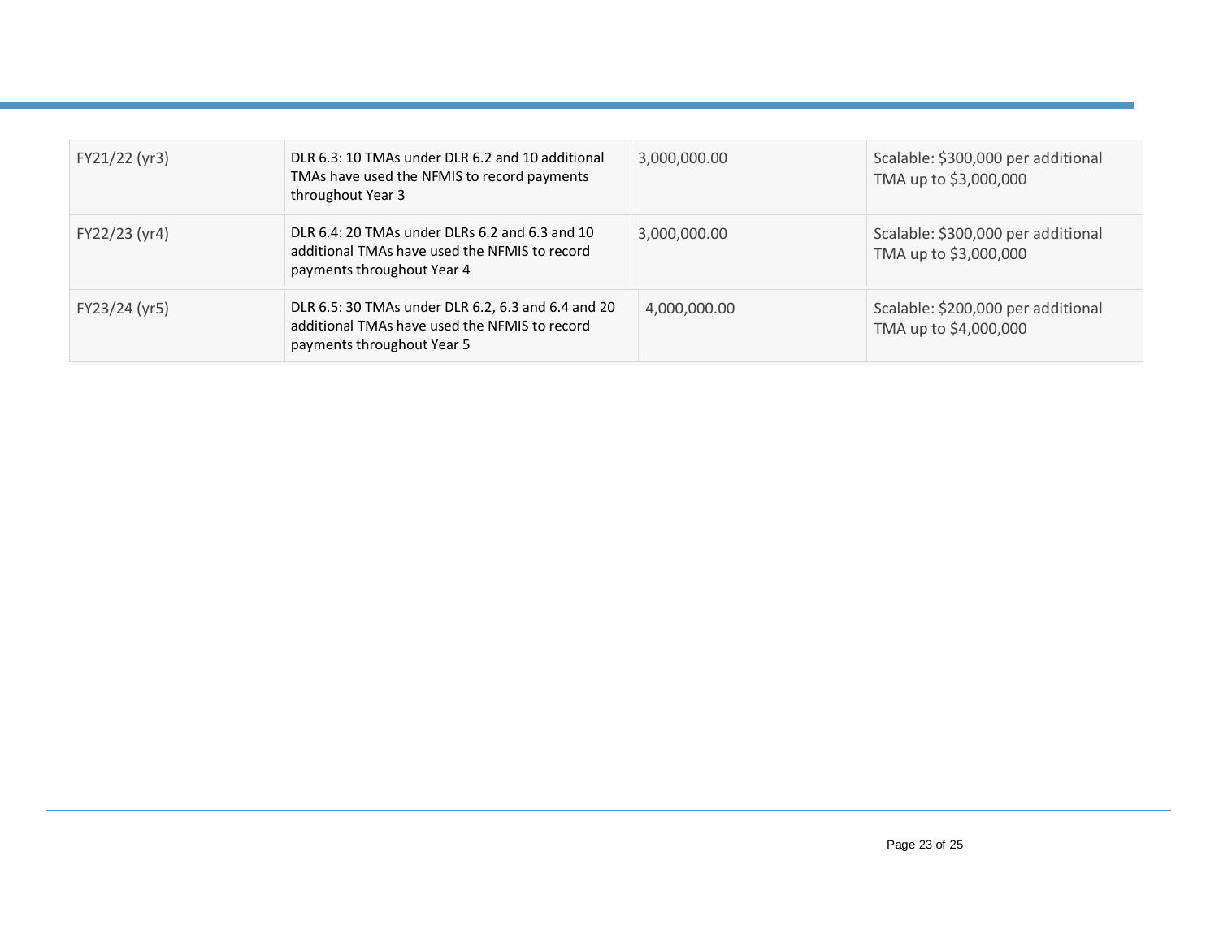| | | | |
|---|---|---|---|
| FY21/22 (yr3) | DLR 6.3: 10 TMAs under DLR 6.2 and 10 additional TMAs have used the NFMIS to record payments throughout Year 3 | 3,000,000.00 | Scalable: $300,000 per additional TMA up to $3,000,000 |
| FY22/23 (yr4) | DLR 6.4: 20 TMAs under DLRs 6.2 and 6.3 and 10 additional TMAs have used the NFMIS to record payments throughout Year 4 | 3,000,000.00 | Scalable: $300,000 per additional TMA up to $3,000,000 |
| FY23/24 (yr5) | DLR 6.5: 30 TMAs under DLR 6.2, 6.3 and 6.4 and 20 additional TMAs have used the NFMIS to record payments throughout Year 5 | 4,000,000.00 | Scalable: $200,000 per additional TMA up to $4,000,000 |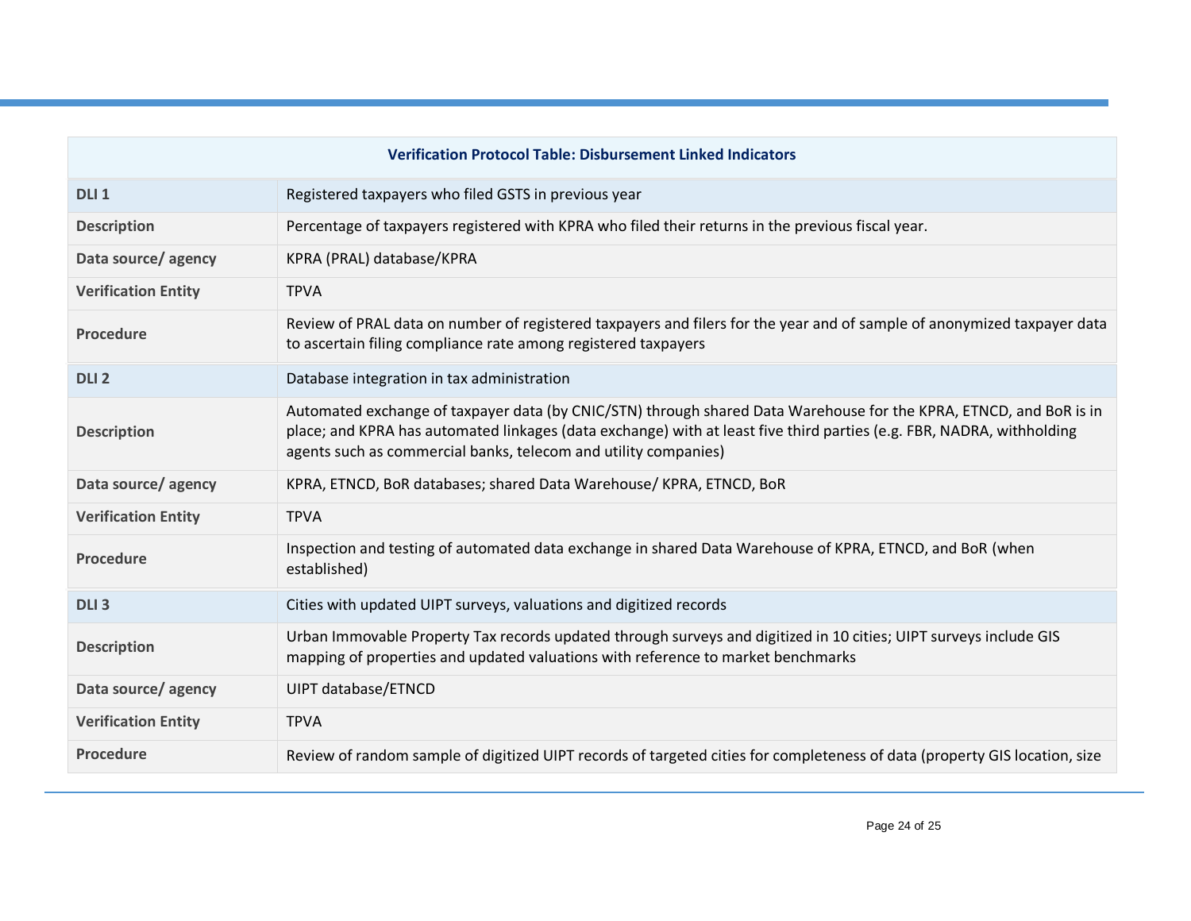| Verification Protocol Table: Disbursement Linked Indicators | |
|---|---|
| **DLI 1** | Registered taxpayers who filed GSTS in previous year |
| **Description** | Percentage of taxpayers registered with KPRA who filed their returns in the previous fiscal year. |
| **Data source/ agency** | KPRA (PRAL) database/KPRA |
| **Verification Entity** | TPVA |
| **Procedure** | Review of PRAL data on number of registered taxpayers and filers for the year and of sample of anonymized taxpayer data to ascertain filing compliance rate among registered taxpayers |
| **DLI 2** | Database integration in tax administration |
| **Description** | Automated exchange of taxpayer data (by CNIC/STN) through shared Data Warehouse for the KPRA, ETNCD, and BoR is in place; and KPRA has automated linkages (data exchange) with at least five third parties (e.g. FBR, NADRA, withholding agents such as commercial banks, telecom and utility companies) |
| **Data source/ agency** | KPRA, ETNCD, BoR databases; shared Data Warehouse/ KPRA, ETNCD, BoR |
| **Verification Entity** | TPVA |
| **Procedure** | Inspection and testing of automated data exchange in shared Data Warehouse of KPRA, ETNCD, and BoR (when established) |
| **DLI 3** | Cities with updated UIPT surveys, valuations and digitized records |
| **Description** | Urban Immovable Property Tax records updated through surveys and digitized in 10 cities; UIPT surveys include GIS mapping of properties and updated valuations with reference to market benchmarks |
| **Data source/ agency** | UIPT database/ETNCD |
| **Verification Entity** | TPVA |
| **Procedure** | Review of random sample of digitized UIPT records of targeted cities for completeness of data (property GIS location, size |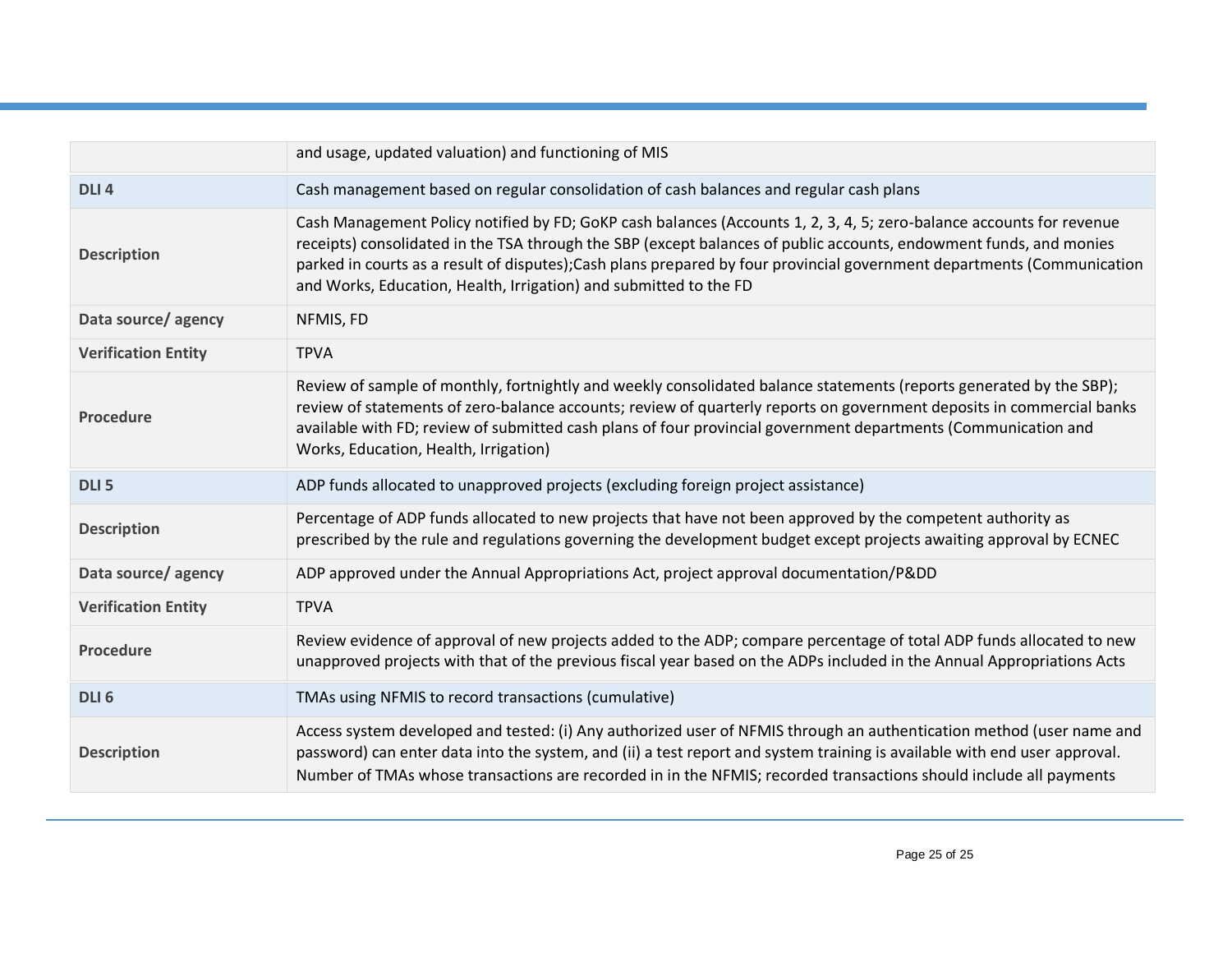|  |  |
|---|---|
|  | and usage, updated valuation) and functioning of MIS |
| **DLI 4** | Cash management based on regular consolidation of cash balances and regular cash plans |
| **Description** | Cash Management Policy notified by FD; GoKP cash balances (Accounts 1, 2, 3, 4, 5; zero-balance accounts for revenue receipts) consolidated in the TSA through the SBP (except balances of public accounts, endowment funds, and monies parked in courts as a result of disputes);Cash plans prepared by four provincial government departments (Communication and Works, Education, Health, Irrigation) and submitted to the FD |
| **Data source/ agency** | NFMIS, FD |
| **Verification Entity** | TPVA |
| **Procedure** | Review of sample of monthly, fortnightly and weekly consolidated balance statements (reports generated by the SBP); review of statements of zero-balance accounts; review of quarterly reports on government deposits in commercial banks available with FD; review of submitted cash plans of four provincial government departments (Communication and Works, Education, Health, Irrigation) |
| **DLI 5** | ADP funds allocated to unapproved projects (excluding foreign project assistance) |
| **Description** | Percentage of ADP funds allocated to new projects that have not been approved by the competent authority as prescribed by the rule and regulations governing the development budget except projects awaiting approval by ECNEC |
| **Data source/ agency** | ADP approved under the Annual Appropriations Act, project approval documentation/P&DD |
| **Verification Entity** | TPVA |
| **Procedure** | Review evidence of approval of new projects added to the ADP; compare percentage of total ADP funds allocated to new unapproved projects with that of the previous fiscal year based on the ADPs included in the Annual Appropriations Acts |
| **DLI 6** | TMAs using NFMIS to record transactions (cumulative) |
| **Description** | Access system developed and tested: (i) Any authorized user of NFMIS through an authentication method (user name and password) can enter data into the system, and (ii) a test report and system training is available with end user approval. Number of TMAs whose transactions are recorded in in the NFMIS; recorded transactions should include all payments |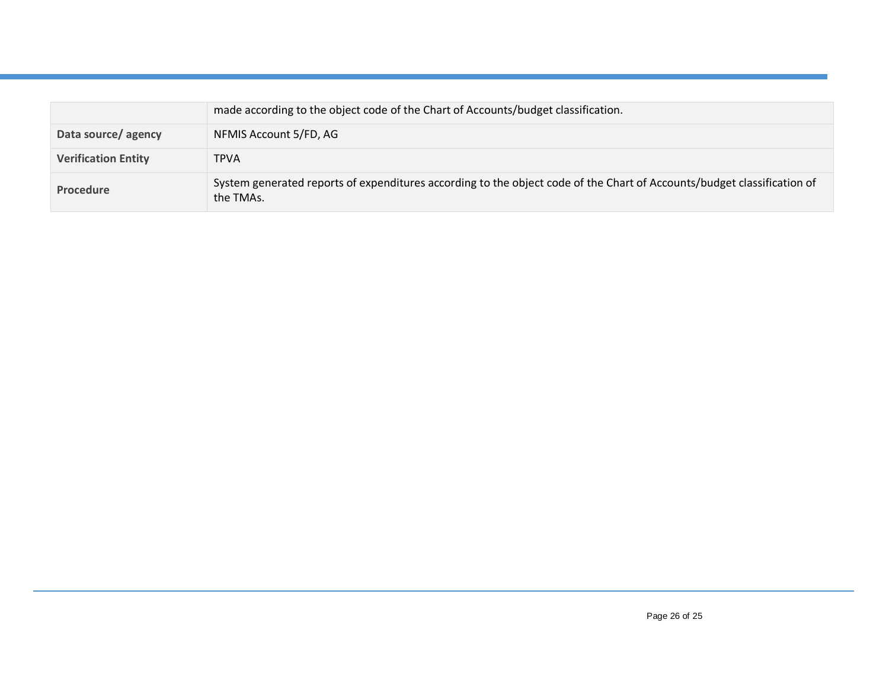| | |
|---|---|
| | made according to the object code of the Chart of Accounts/budget classification. |
| **Data source/ agency** | NFMIS Account 5/FD, AG |
| **Verification Entity** | TPVA |
| **Procedure** | System generated reports of expenditures according to the object code of the Chart of Accounts/budget classification of the TMAs. |